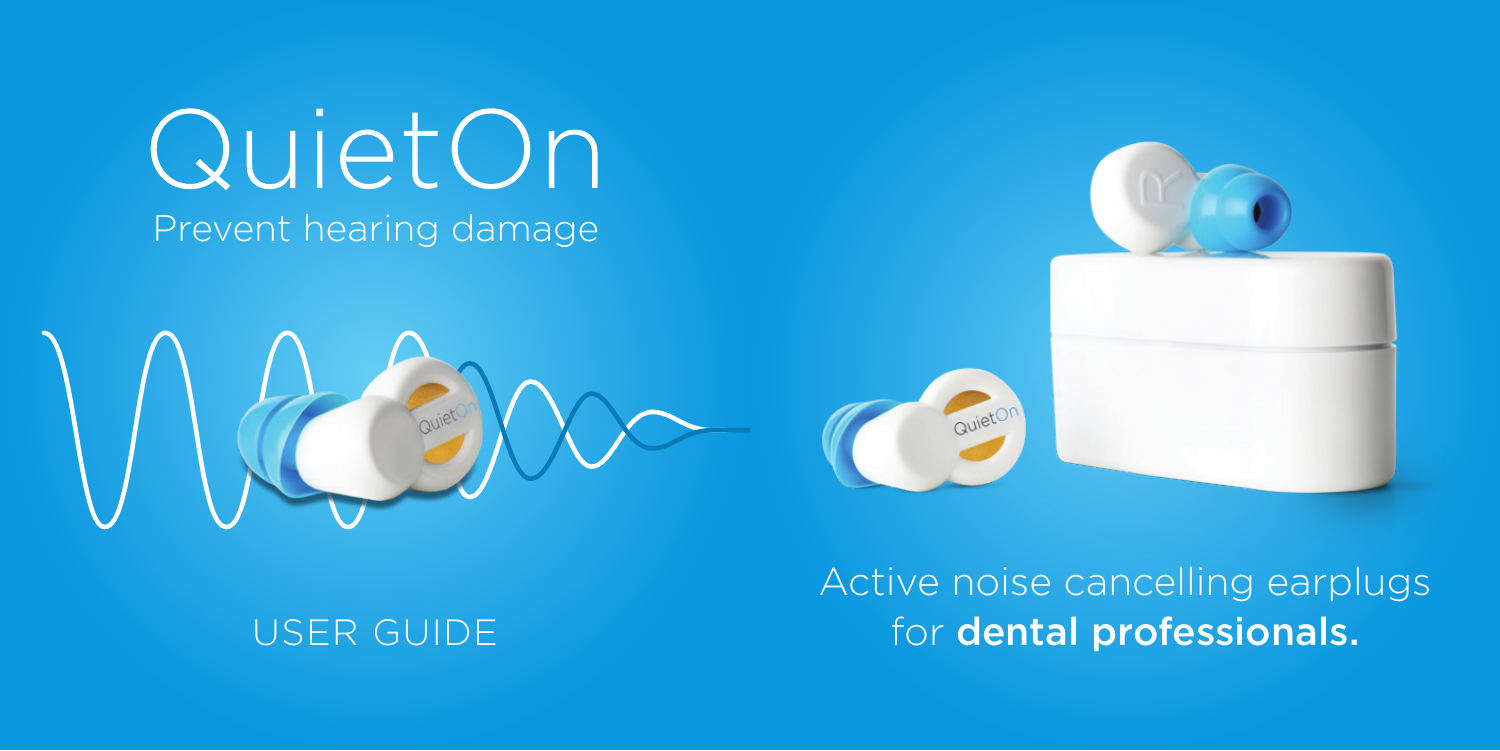# QuietOn

Prevent hearing damage

USER GUIDE

Active noise cancelling earplugs for **dental professionals.**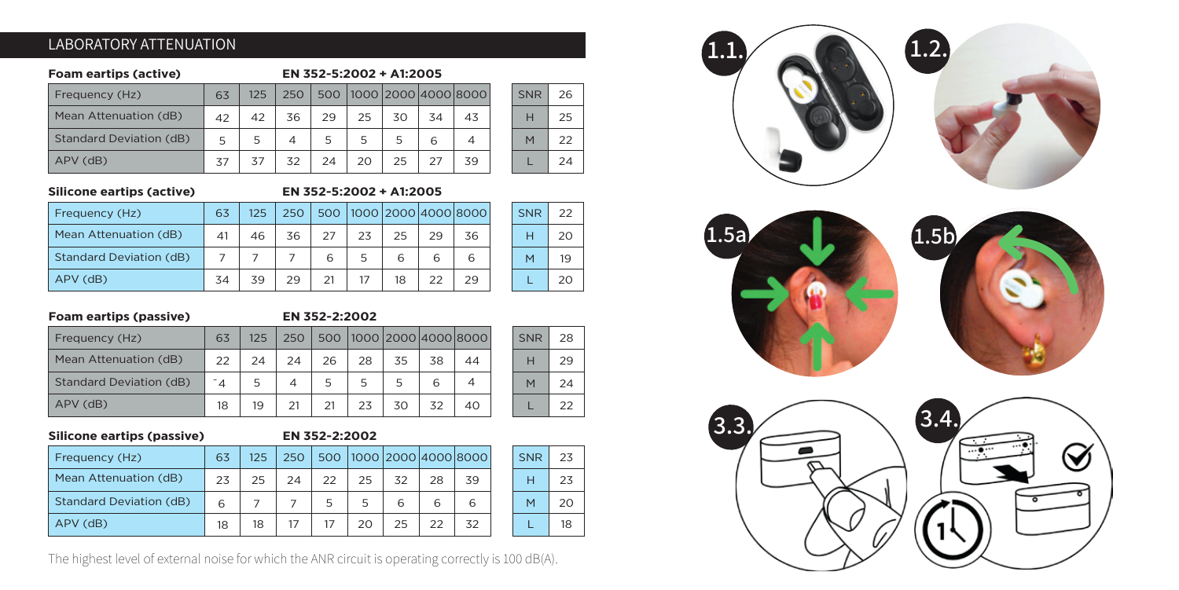## LABORATORY ATTENUATION

**Foam eartips (active)** EN 352-5:2002 + A1:2005

| Frequency (Hz) | 63 | 125 | 250 | 500 | 1000 | 2000 | 4000 | 8000 |
|---|---|---|---|---|---|---|---|---|
| Mean Attenuation (dB) | 42 | 42 | 36 | 29 | 25 | 30 | 34 | 43 |
| Standard Deviation (dB) | 5 | 5 | 4 | 5 | 5 | 5 | 6 | 4 |
| APV (dB) | 37 | 37 | 32 | 24 | 20 | 25 | 27 | 39 |

| SNR | 26 |
|---|---|
| H | 25 |
| M | 22 |
| L | 24 |

**Silicone eartips (active)** EN 352-5:2002 + A1:2005

| Frequency (Hz) | 63 | 125 | 250 | 500 | 1000 | 2000 | 4000 | 8000 |
|---|---|---|---|---|---|---|---|---|
| Mean Attenuation (dB) | 41 | 46 | 36 | 27 | 23 | 25 | 29 | 36 |
| Standard Deviation (dB) | 7 | 7 | 7 | 6 | 5 | 6 | 6 | 6 |
| APV (dB) | 34 | 39 | 29 | 21 | 17 | 18 | 22 | 29 |

| SNR | 22 |
|---|---|
| H | 20 |
| M | 19 |
| L | 20 |

**Foam eartips (passive)** EN 352-2:2002

| Frequency (Hz) | 63 | 125 | 250 | 500 | 1000 | 2000 | 4000 | 8000 |
|---|---|---|---|---|---|---|---|---|
| Mean Attenuation (dB) | 22 | 24 | 24 | 26 | 28 | 35 | 38 | 44 |
| Standard Deviation (dB) | 4 | 5 | 4 | 5 | 5 | 5 | 6 | 4 |
| APV (dB) | 18 | 19 | 21 | 21 | 23 | 30 | 32 | 40 |

| SNR | 28 |
|---|---|
| H | 29 |
| M | 24 |
| L | 22 |

**Silicone eartips (passive)** EN 352-2:2002

| Frequency (Hz) | 63 | 125 | 250 | 500 | 1000 | 2000 | 4000 | 8000 |
|---|---|---|---|---|---|---|---|---|
| Mean Attenuation (dB) | 23 | 25 | 24 | 22 | 25 | 32 | 28 | 39 |
| Standard Deviation (dB) | 6 | 7 | 7 | 5 | 5 | 6 | 6 | 6 |
| APV (dB) | 18 | 18 | 17 | 17 | 20 | 25 | 22 | 32 |

| SNR | 23 |
|---|---|
| H | 23 |
| M | 20 |
| L | 18 |

The highest level of external noise for which the ANR circuit is operating correctly is 100 dB(A).

1.1.

1.2.

1.5a

1.5b

3.3.

3.4.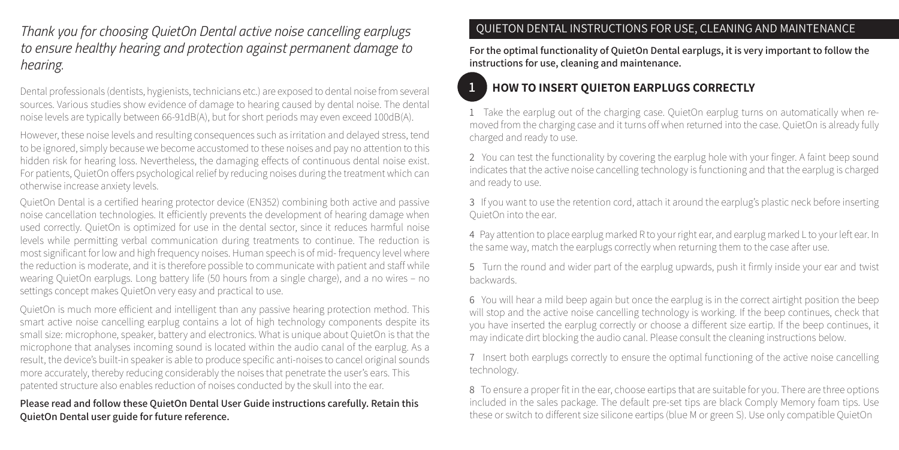*Thank you for choosing QuietOn Dental active noise cancelling earplugs to ensure healthy hearing and protection against permanent damage to hearing.*

Dental professionals (dentists, hygienists, technicians etc.) are exposed to dental noise from several sources. Various studies show evidence of damage to hearing caused by dental noise. The dental noise levels are typically between 66-91dB(A), but for short periods may even exceed 100dB(A).

However, these noise levels and resulting consequences such as irritation and delayed stress, tend to be ignored, simply because we become accustomed to these noises and pay no attention to this hidden risk for hearing loss. Nevertheless, the damaging effects of continuous dental noise exist. For patients, QuietOn offers psychological relief by reducing noises during the treatment which can otherwise increase anxiety levels.

QuietOn Dental is a certified hearing protector device (EN352) combining both active and passive noise cancellation technologies. It efficiently prevents the development of hearing damage when used correctly. QuietOn is optimized for use in the dental sector, since it reduces harmful noise levels while permitting verbal communication during treatments to continue. The reduction is most significant for low and high frequency noises. Human speech is of mid- frequency level where the reduction is moderate, and it is therefore possible to communicate with patient and staff while wearing QuietOn earplugs. Long battery life (50 hours from a single charge), and a no wires – no settings concept makes QuietOn very easy and practical to use.

QuietOn is much more efficient and intelligent than any passive hearing protection method. This smart active noise cancelling earplug contains a lot of high technology components despite its small size: microphone, speaker, battery and electronics. What is unique about QuietOn is that the microphone that analyses incoming sound is located within the audio canal of the earplug. As a result, the device's built-in speaker is able to produce specific anti-noises to cancel original sounds more accurately, thereby reducing considerably the noises that penetrate the user's ears. This patented structure also enables reduction of noises conducted by the skull into the ear.

**Please read and follow these QuietOn Dental User Guide instructions carefully. Retain this QuietOn Dental user guide for future reference.**

## QUIETON DENTAL INSTRUCTIONS FOR USE, CLEANING AND MAINTENANCE

**For the optimal functionality of QuietOn Dental earplugs, it is very important to follow the instructions for use, cleaning and maintenance.**

### 1 HOW TO INSERT QUIETON EARPLUGS CORRECTLY

1 Take the earplug out of the charging case. QuietOn earplug turns on automatically when removed from the charging case and it turns off when returned into the case. QuietOn is already fully charged and ready to use.

2 You can test the functionality by covering the earplug hole with your finger. A faint beep sound indicates that the active noise cancelling technology is functioning and that the earplug is charged and ready to use.

3 If you want to use the retention cord, attach it around the earplug's plastic neck before inserting QuietOn into the ear.

4 Pay attention to place earplug marked R to your right ear, and earplug marked L to your left ear. In the same way, match the earplugs correctly when returning them to the case after use.

5 Turn the round and wider part of the earplug upwards, push it firmly inside your ear and twist backwards.

6 You will hear a mild beep again but once the earplug is in the correct airtight position the beep will stop and the active noise cancelling technology is working. If the beep continues, check that you have inserted the earplug correctly or choose a different size eartip. If the beep continues, it may indicate dirt blocking the audio canal. Please consult the cleaning instructions below.

7 Insert both earplugs correctly to ensure the optimal functioning of the active noise cancelling technology.

8 To ensure a proper fit in the ear, choose eartips that are suitable for you. There are three options included in the sales package. The default pre-set tips are black Comply Memory foam tips. Use these or switch to different size silicone eartips (blue M or green S). Use only compatible QuietOn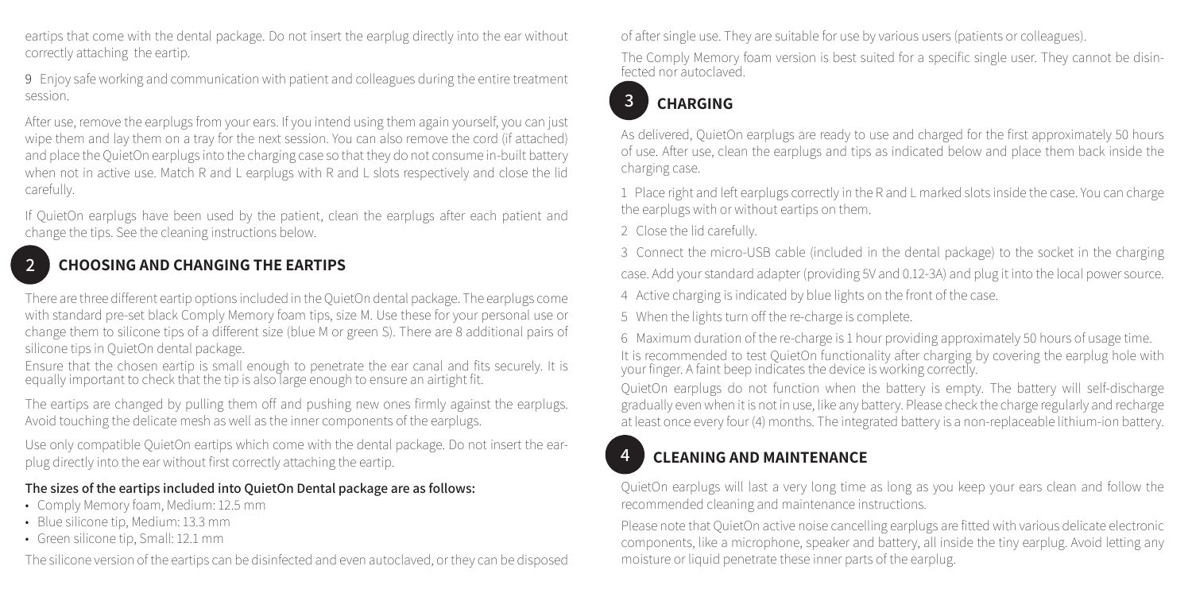eartips that come with the dental package. Do not insert the earplug directly into the ear without correctly attaching the eartip.

9 Enjoy safe working and communication with patient and colleagues during the entire treatment session.

After use, remove the earplugs from your ears. If you intend using them again yourself, you can just wipe them and lay them on a tray for the next session. You can also remove the cord (if attached) and place the QuietOn earplugs into the charging case so that they do not consume in-built battery when not in active use. Match R and L earplugs with R and L slots respectively and close the lid carefully.

If QuietOn earplugs have been used by the patient, clean the earplugs after each patient and change the tips. See the cleaning instructions below.

## 2 CHOOSING AND CHANGING THE EARTIPS

There are three different eartip options included in the QuietOn dental package. The earplugs come with standard pre-set black Comply Memory foam tips, size M. Use these for your personal use or change them to silicone tips of a different size (blue M or green S). There are 8 additional pairs of silicone tips in QuietOn dental package.

Ensure that the chosen eartip is small enough to penetrate the ear canal and fits securely. It is equally important to check that the tip is also large enough to ensure an airtight fit.

The eartips are changed by pulling them off and pushing new ones firmly against the earplugs. Avoid touching the delicate mesh as well as the inner components of the earplugs.

Use only compatible QuietOn eartips which come with the dental package. Do not insert the earplug directly into the ear without first correctly attaching the eartip.

**The sizes of the eartips included into QuietOn Dental package are as follows:**

- Comply Memory foam, Medium: 12.5 mm
- Blue silicone tip, Medium: 13.3 mm
- Green silicone tip, Small: 12.1 mm

The silicone version of the eartips can be disinfected and even autoclaved, or they can be disposed of after single use. They are suitable for use by various users (patients or colleagues).

The Comply Memory foam version is best suited for a specific single user. They cannot be disinfected nor autoclaved.

## 3 CHARGING

As delivered, QuietOn earplugs are ready to use and charged for the first approximately 50 hours of use. After use, clean the earplugs and tips as indicated below and place them back inside the charging case.

1 Place right and left earplugs correctly in the R and L marked slots inside the case. You can charge the earplugs with or without eartips on them.

2 Close the lid carefully.

3 Connect the micro-USB cable (included in the dental package) to the socket in the charging case. Add your standard adapter (providing 5V and 0.12-3A) and plug it into the local power source.

4 Active charging is indicated by blue lights on the front of the case.

5 When the lights turn off the re-charge is complete.

6 Maximum duration of the re-charge is 1 hour providing approximately 50 hours of usage time.

It is recommended to test QuietOn functionality after charging by covering the earplug hole with your finger. A faint beep indicates the device is working correctly.

QuietOn earplugs do not function when the battery is empty. The battery will self-discharge gradually even when it is not in use, like any battery. Please check the charge regularly and recharge at least once every four (4) months. The integrated battery is a non-replaceable lithium-ion battery.

## 4 CLEANING AND MAINTENANCE

QuietOn earplugs will last a very long time as long as you keep your ears clean and follow the recommended cleaning and maintenance instructions.

Please note that QuietOn active noise cancelling earplugs are fitted with various delicate electronic components, like a microphone, speaker and battery, all inside the tiny earplug. Avoid letting any moisture or liquid penetrate these inner parts of the earplug.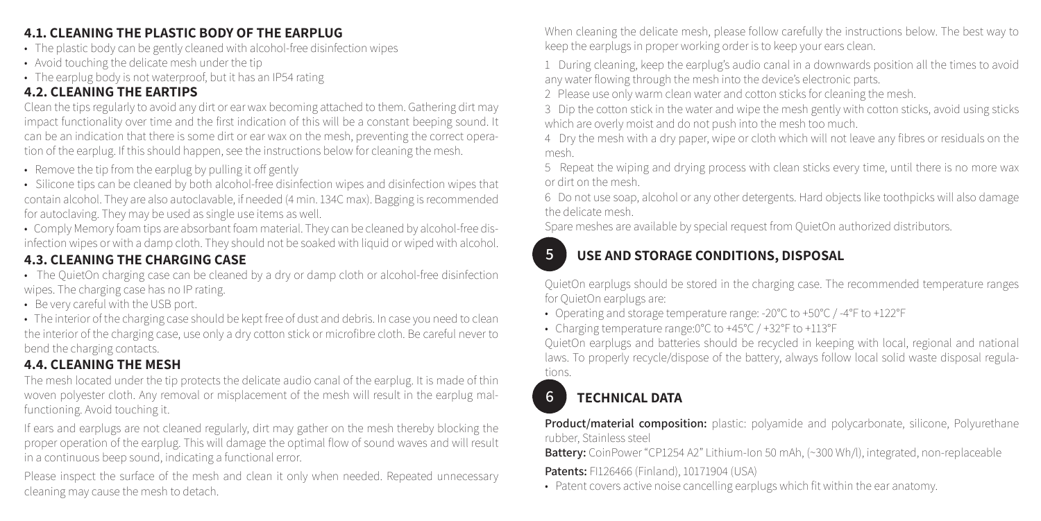### 4.1. CLEANING THE PLASTIC BODY OF THE EARPLUG

- The plastic body can be gently cleaned with alcohol-free disinfection wipes
- Avoid touching the delicate mesh under the tip
- The earplug body is not waterproof, but it has an IP54 rating

### 4.2. CLEANING THE EARTIPS

Clean the tips regularly to avoid any dirt or ear wax becoming attached to them. Gathering dirt may impact functionality over time and the first indication of this will be a constant beeping sound. It can be an indication that there is some dirt or ear wax on the mesh, preventing the correct operation of the earplug. If this should happen, see the instructions below for cleaning the mesh.

- Remove the tip from the earplug by pulling it off gently
- Silicone tips can be cleaned by both alcohol-free disinfection wipes and disinfection wipes that contain alcohol. They are also autoclavable, if needed (4 min. 134C max). Bagging is recommended for autoclaving. They may be used as single use items as well.
- Comply Memory foam tips are absorbant foam material. They can be cleaned by alcohol-free disinfection wipes or with a damp cloth. They should not be soaked with liquid or wiped with alcohol.

### 4.3. CLEANING THE CHARGING CASE

- The QuietOn charging case can be cleaned by a dry or damp cloth or alcohol-free disinfection wipes. The charging case has no IP rating.
- Be very careful with the USB port.
- The interior of the charging case should be kept free of dust and debris. In case you need to clean the interior of the charging case, use only a dry cotton stick or microfibre cloth. Be careful never to bend the charging contacts.

### 4.4. CLEANING THE MESH

The mesh located under the tip protects the delicate audio canal of the earplug. It is made of thin woven polyester cloth. Any removal or misplacement of the mesh will result in the earplug malfunctioning. Avoid touching it.

If ears and earplugs are not cleaned regularly, dirt may gather on the mesh thereby blocking the proper operation of the earplug. This will damage the optimal flow of sound waves and will result in a continuous beep sound, indicating a functional error.

Please inspect the surface of the mesh and clean it only when needed. Repeated unnecessary cleaning may cause the mesh to detach.

When cleaning the delicate mesh, please follow carefully the instructions below. The best way to keep the earplugs in proper working order is to keep your ears clean.

1 During cleaning, keep the earplug's audio canal in a downwards position all the times to avoid any water flowing through the mesh into the device's electronic parts.

2 Please use only warm clean water and cotton sticks for cleaning the mesh.

3 Dip the cotton stick in the water and wipe the mesh gently with cotton sticks, avoid using sticks which are overly moist and do not push into the mesh too much.

4 Dry the mesh with a dry paper, wipe or cloth which will not leave any fibres or residuals on the mesh.

5 Repeat the wiping and drying process with clean sticks every time, until there is no more wax or dirt on the mesh.

6 Do not use soap, alcohol or any other detergents. Hard objects like toothpicks will also damage the delicate mesh.

Spare meshes are available by special request from QuietOn authorized distributors.

## 5 USE AND STORAGE CONDITIONS, DISPOSAL

QuietOn earplugs should be stored in the charging case. The recommended temperature ranges for QuietOn earplugs are:

- Operating and storage temperature range: -20°C to +50°C / -4°F to +122°F
- Charging temperature range:0°C to +45°C / +32°F to +113°F

QuietOn earplugs and batteries should be recycled in keeping with local, regional and national laws. To properly recycle/dispose of the battery, always follow local solid waste disposal regulations.

## 6 TECHNICAL DATA

**Product/material composition:** plastic: polyamide and polycarbonate, silicone, Polyurethane rubber, Stainless steel

**Battery:** CoinPower "CP1254 A2" Lithium-Ion 50 mAh, (~300 Wh/l), integrated, non-replaceable

**Patents:** FI126466 (Finland), 10171904 (USA)

- Patent covers active noise cancelling earplugs which fit within the ear anatomy.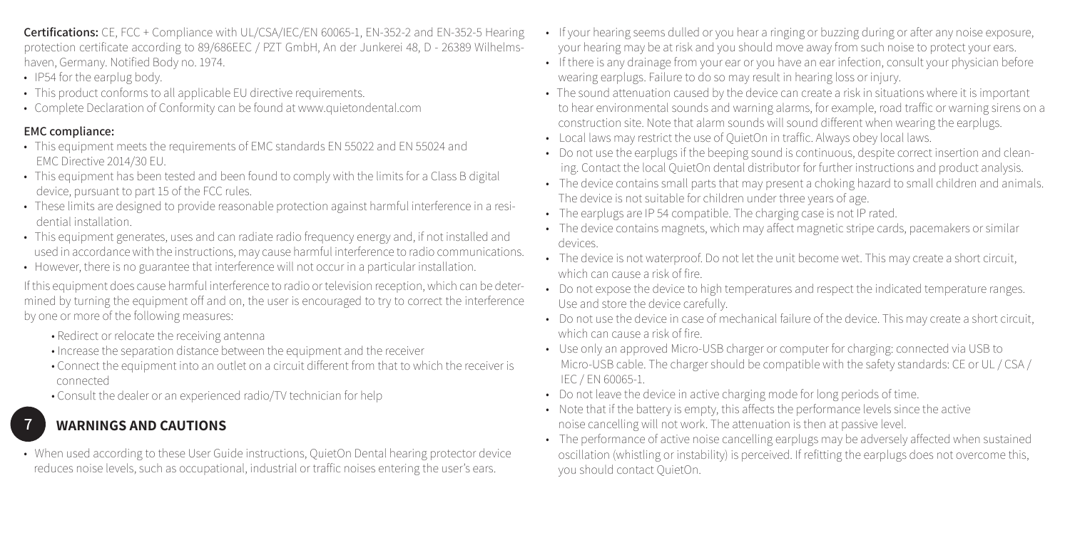**Certifications:** CE, FCC + Compliance with UL/CSA/IEC/EN 60065-1, EN-352-2 and EN-352-5 Hearing protection certificate according to 89/686EEC / PZT GmbH, An der Junkerei 48, D - 26389 Wilhelmshaven, Germany. Notified Body no. 1974.

- IP54 for the earplug body.
- This product conforms to all applicable EU directive requirements.
- Complete Declaration of Conformity can be found at www.quietondental.com

**EMC compliance:**

- This equipment meets the requirements of EMC standards EN 55022 and EN 55024 and EMC Directive 2014/30 EU.
- This equipment has been tested and been found to comply with the limits for a Class B digital device, pursuant to part 15 of the FCC rules.
- These limits are designed to provide reasonable protection against harmful interference in a residential installation.
- This equipment generates, uses and can radiate radio frequency energy and, if not installed and used in accordance with the instructions, may cause harmful interference to radio communications.
- However, there is no guarantee that interference will not occur in a particular installation.

If this equipment does cause harmful interference to radio or television reception, which can be determined by turning the equipment off and on, the user is encouraged to try to correct the interference by one or more of the following measures:

- Redirect or relocate the receiving antenna
- Increase the separation distance between the equipment and the receiver
- Connect the equipment into an outlet on a circuit different from that to which the receiver is connected
- Consult the dealer or an experienced radio/TV technician for help

## 7 WARNINGS AND CAUTIONS

- When used according to these User Guide instructions, QuietOn Dental hearing protector device reduces noise levels, such as occupational, industrial or traffic noises entering the user's ears.
- If your hearing seems dulled or you hear a ringing or buzzing during or after any noise exposure, your hearing may be at risk and you should move away from such noise to protect your ears.
- If there is any drainage from your ear or you have an ear infection, consult your physician before wearing earplugs. Failure to do so may result in hearing loss or injury.
- The sound attenuation caused by the device can create a risk in situations where it is important to hear environmental sounds and warning alarms, for example, road traffic or warning sirens on a construction site. Note that alarm sounds will sound different when wearing the earplugs.
- Local laws may restrict the use of QuietOn in traffic. Always obey local laws.
- Do not use the earplugs if the beeping sound is continuous, despite correct insertion and cleaning. Contact the local QuietOn dental distributor for further instructions and product analysis.
- The device contains small parts that may present a choking hazard to small children and animals. The device is not suitable for children under three years of age.
- The earplugs are IP 54 compatible. The charging case is not IP rated.
- The device contains magnets, which may affect magnetic stripe cards, pacemakers or similar devices.
- The device is not waterproof. Do not let the unit become wet. This may create a short circuit, which can cause a risk of fire.
- Do not expose the device to high temperatures and respect the indicated temperature ranges. Use and store the device carefully.
- Do not use the device in case of mechanical failure of the device. This may create a short circuit, which can cause a risk of fire.
- Use only an approved Micro-USB charger or computer for charging: connected via USB to Micro-USB cable. The charger should be compatible with the safety standards: CE or UL / CSA / IEC / EN 60065-1.
- Do not leave the device in active charging mode for long periods of time.
- Note that if the battery is empty, this affects the performance levels since the active noise cancelling will not work. The attenuation is then at passive level.
- The performance of active noise cancelling earplugs may be adversely affected when sustained oscillation (whistling or instability) is perceived. If refitting the earplugs does not overcome this, you should contact QuietOn.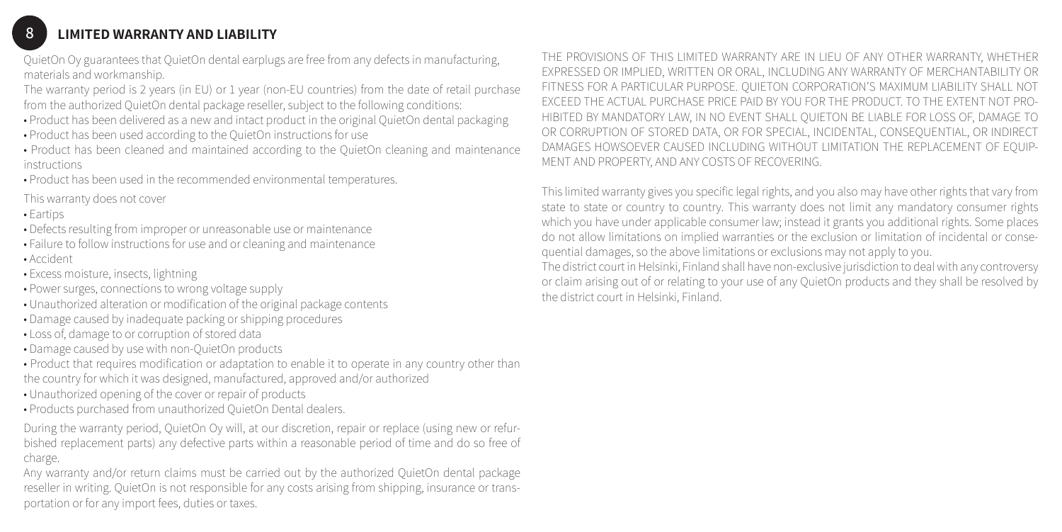## 8 LIMITED WARRANTY AND LIABILITY

QuietOn Oy guarantees that QuietOn dental earplugs are free from any defects in manufacturing, materials and workmanship.

The warranty period is 2 years (in EU) or 1 year (non-EU countries) from the date of retail purchase from the authorized QuietOn dental package reseller, subject to the following conditions:

- Product has been delivered as a new and intact product in the original QuietOn dental packaging
- Product has been used according to the QuietOn instructions for use
- Product has been cleaned and maintained according to the QuietOn cleaning and maintenance instructions
- Product has been used in the recommended environmental temperatures.

This warranty does not cover

- Eartips
- Defects resulting from improper or unreasonable use or maintenance
- Failure to follow instructions for use and or cleaning and maintenance
- Accident
- Excess moisture, insects, lightning
- Power surges, connections to wrong voltage supply
- Unauthorized alteration or modification of the original package contents
- Damage caused by inadequate packing or shipping procedures
- Loss of, damage to or corruption of stored data
- Damage caused by use with non-QuietOn products
- Product that requires modification or adaptation to enable it to operate in any country other than the country for which it was designed, manufactured, approved and/or authorized
- Unauthorized opening of the cover or repair of products
- Products purchased from unauthorized QuietOn Dental dealers.

During the warranty period, QuietOn Oy will, at our discretion, repair or replace (using new or refurbished replacement parts) any defective parts within a reasonable period of time and do so free of charge.

Any warranty and/or return claims must be carried out by the authorized QuietOn dental package reseller in writing. QuietOn is not responsible for any costs arising from shipping, insurance or transportation or for any import fees, duties or taxes.

THE PROVISIONS OF THIS LIMITED WARRANTY ARE IN LIEU OF ANY OTHER WARRANTY, WHETHER EXPRESSED OR IMPLIED, WRITTEN OR ORAL, INCLUDING ANY WARRANTY OF MERCHANTABILITY OR FITNESS FOR A PARTICULAR PURPOSE. QUIETON CORPORATION'S MAXIMUM LIABILITY SHALL NOT EXCEED THE ACTUAL PURCHASE PRICE PAID BY YOU FOR THE PRODUCT. TO THE EXTENT NOT PROHIBITED BY MANDATORY LAW, IN NO EVENT SHALL QUIETON BE LIABLE FOR LOSS OF, DAMAGE TO OR CORRUPTION OF STORED DATA, OR FOR SPECIAL, INCIDENTAL, CONSEQUENTIAL, OR INDIRECT DAMAGES HOWSOEVER CAUSED INCLUDING WITHOUT LIMITATION THE REPLACEMENT OF EQUIPMENT AND PROPERTY, AND ANY COSTS OF RECOVERING.

This limited warranty gives you specific legal rights, and you also may have other rights that vary from state to state or country to country. This warranty does not limit any mandatory consumer rights which you have under applicable consumer law; instead it grants you additional rights. Some places do not allow limitations on implied warranties or the exclusion or limitation of incidental or consequential damages, so the above limitations or exclusions may not apply to you.

The district court in Helsinki, Finland shall have non-exclusive jurisdiction to deal with any controversy or claim arising out of or relating to your use of any QuietOn products and they shall be resolved by the district court in Helsinki, Finland.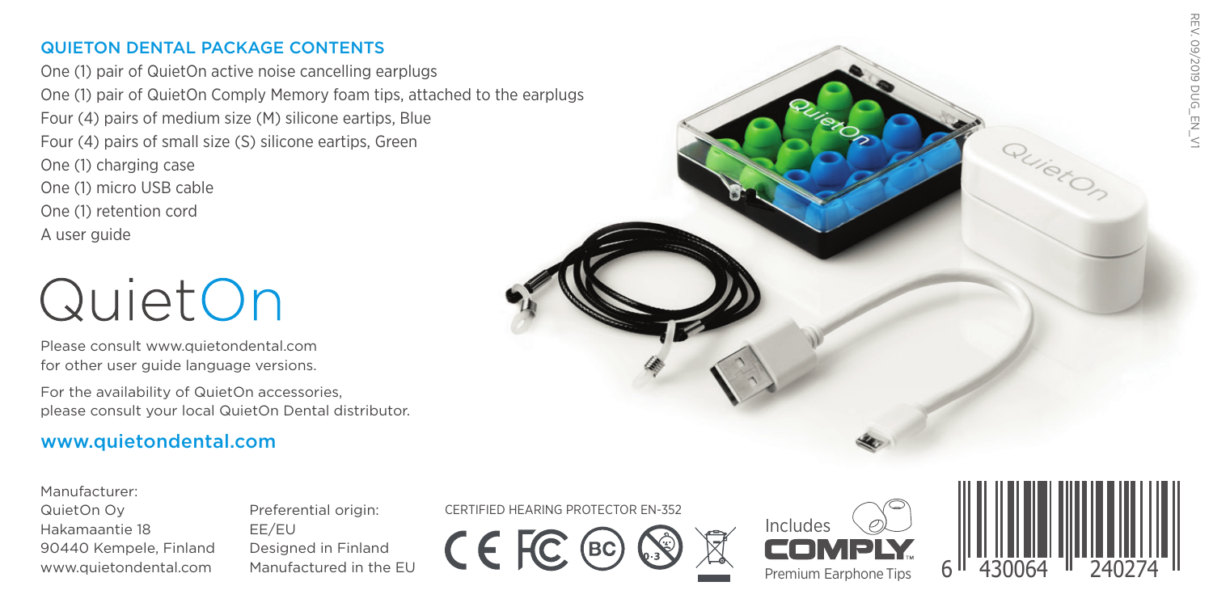## QUIETON DENTAL PACKAGE CONTENTS

One (1) pair of QuietOn active noise cancelling earplugs
One (1) pair of QuietOn Comply Memory foam tips, attached to the earplugs
Four (4) pairs of medium size (M) silicone eartips, Blue
Four (4) pairs of small size (S) silicone eartips, Green
One (1) charging case
One (1) micro USB cable
One (1) retention cord
A user guide

# QuietOn

Please consult www.quietondental.com for other user guide language versions.

For the availability of QuietOn accessories, please consult your local QuietOn Dental distributor.

www.quietondental.com

Manufacturer:
QuietOn Oy
Hakamaantie 18
90440 Kempele, Finland
www.quietondental.com

Preferential origin:
EE/EU
Designed in Finland
Manufactured in the EU

CERTIFIED HEARING PROTECTOR EN-352

Includes COMPLY™ Premium Earphone Tips

6 430064 240274

REV. 09/2019 DUG_EN_V1